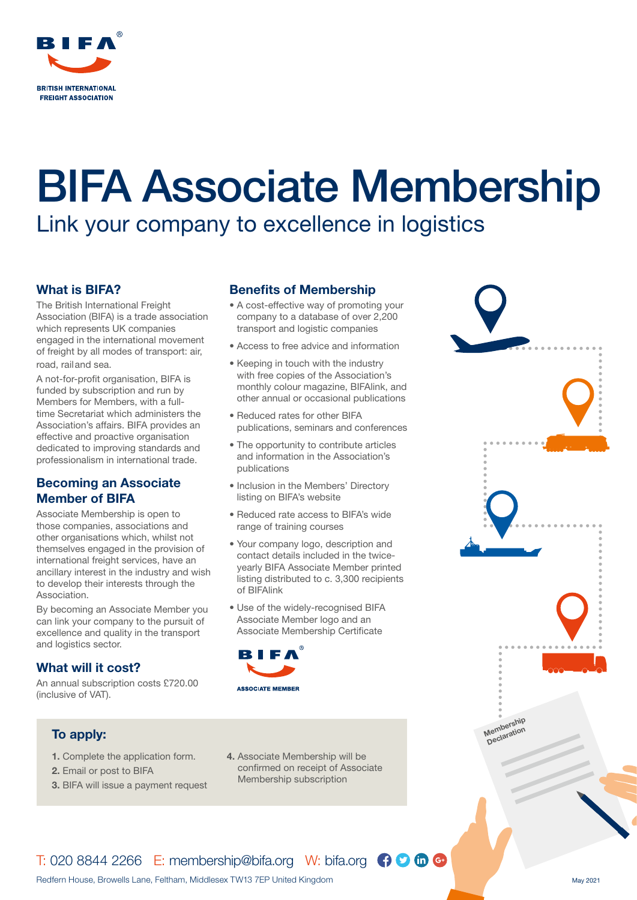BIFA®

BRITISH INTERNATIONAL FREIGHT ASSOCIATION

# BIFA Associate Membership

Link your company to excellence in logistics

## What is BIFA?

The British International Freight Association (BIFA) is a trade association which represents UK companies engaged in the international movement of freight by all modes of transport: air, road, rail and sea.

A not-for-profit organisation, BIFA is funded by subscription and run by Members for Members, with a full-time Secretariat which administers the Association's affairs. BIFA provides an effective and proactive organisation dedicated to improving standards and professionalism in international trade.

## Becoming an Associate Member of BIFA

Associate Membership is open to those companies, associations and other organisations which, whilst not themselves engaged in the provision of international freight services, have an ancillary interest in the industry and wish to develop their interests through the Association.

By becoming an Associate Member you can link your company to the pursuit of excellence and quality in the transport and logistics sector.

## What will it cost?

An annual subscription costs £720.00 (inclusive of VAT).

## Benefits of Membership

- A cost-effective way of promoting your company to a database of over 2,200 transport and logistic companies
- Access to free advice and information
- Keeping in touch with the industry with free copies of the Association's monthly colour magazine, BIFAlink, and other annual or occasional publications
- Reduced rates for other BIFA publications, seminars and conferences
- The opportunity to contribute articles and information in the Association's publications
- Inclusion in the Members' Directory listing on BIFA's website
- Reduced rate access to BIFA's wide range of training courses
- Your company logo, description and contact details included in the twice-yearly BIFA Associate Member printed listing distributed to c. 3,300 recipients of BIFAlink
- Use of the widely-recognised BIFA Associate Member logo and an Associate Membership Certificate

BIFA® ASSOCIATE MEMBER

## To apply:

1. Complete the application form.
2. Email or post to BIFA
3. BIFA will issue a payment request
4. Associate Membership will be confirmed on receipt of Associate Membership subscription

Membership Declaration

T: 020 8844 2266 E: membership@bifa.org W: bifa.org

Redfern House, Browells Lane, Feltham, Middlesex TW13 7EP United Kingdom

May 2021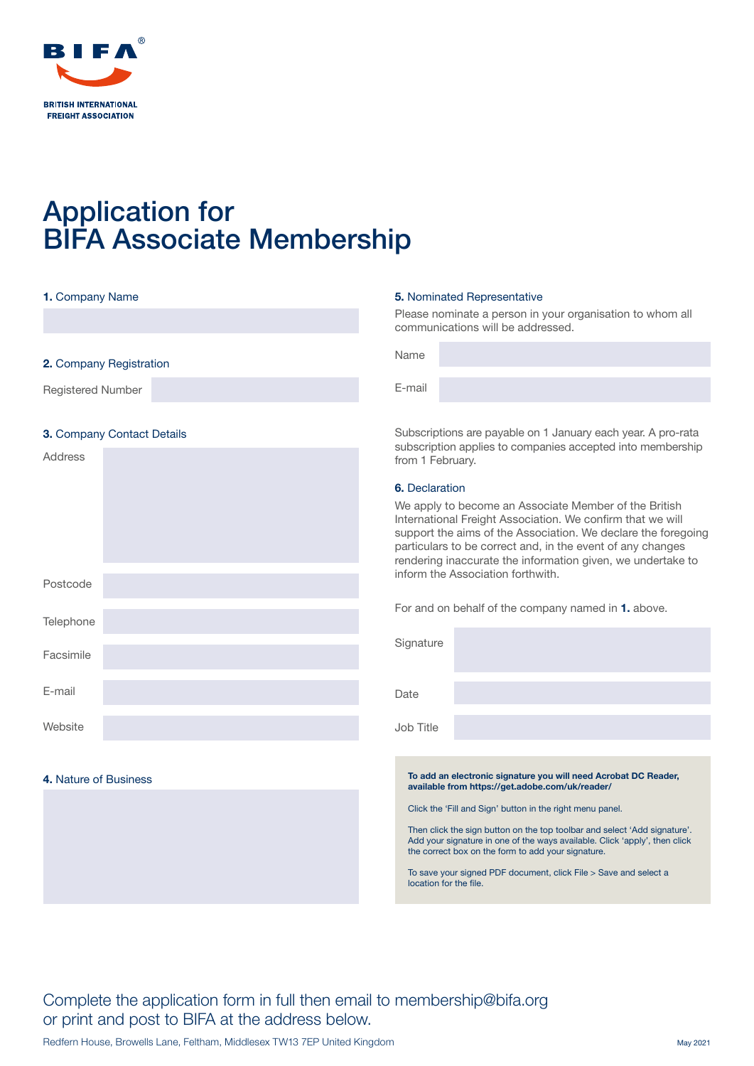BIFA®

BRITISH INTERNATIONAL FREIGHT ASSOCIATION

# Application for BIFA Associate Membership

**1.** Company Name

**2.** Company Registration

Registered Number

**3.** Company Contact Details

Address

Postcode

Telephone

Facsimile

E-mail

Website

**4.** Nature of Business

**5.** Nominated Representative

Please nominate a person in your organisation to whom all communications will be addressed.

Name

E-mail

Subscriptions are payable on 1 January each year. A pro-rata subscription applies to companies accepted into membership from 1 February.

**6.** Declaration

We apply to become an Associate Member of the British International Freight Association. We confirm that we will support the aims of the Association. We declare the foregoing particulars to be correct and, in the event of any changes rendering inaccurate the information given, we undertake to inform the Association forthwith.

For and on behalf of the company named in **1.** above.

Signature

Date

Job Title

**To add an electronic signature you will need Acrobat DC Reader, available from https://get.adobe.com/uk/reader/**

Click the 'Fill and Sign' button in the right menu panel.

Then click the sign button on the top toolbar and select 'Add signature'. Add your signature in one of the ways available. Click 'apply', then click the correct box on the form to add your signature.

To save your signed PDF document, click File > Save and select a location for the file.

Complete the application form in full then email to membership@bifa.org or print and post to BIFA at the address below.

Redfern House, Browells Lane, Feltham, Middlesex TW13 7EP United Kingdom

May 2021